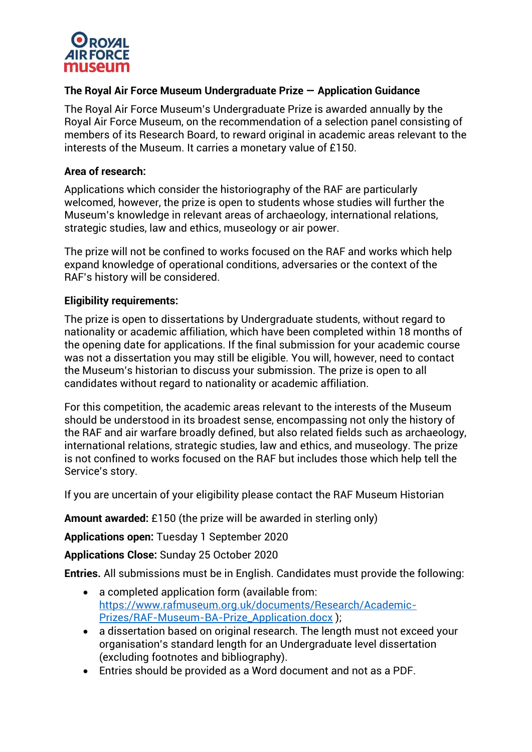ROYAL AIR FORCE museum

## The Royal Air Force Museum Undergraduate Prize — Application Guidance

The Royal Air Force Museum's Undergraduate Prize is awarded annually by the Royal Air Force Museum, on the recommendation of a selection panel consisting of members of its Research Board, to reward original in academic areas relevant to the interests of the Museum. It carries a monetary value of £150.

### Area of research:

Applications which consider the historiography of the RAF are particularly welcomed, however, the prize is open to students whose studies will further the Museum's knowledge in relevant areas of archaeology, international relations, strategic studies, law and ethics, museology or air power.

The prize will not be confined to works focused on the RAF and works which help expand knowledge of operational conditions, adversaries or the context of the RAF's history will be considered.

### Eligibility requirements:

The prize is open to dissertations by Undergraduate students, without regard to nationality or academic affiliation, which have been completed within 18 months of the opening date for applications. If the final submission for your academic course was not a dissertation you may still be eligible. You will, however, need to contact the Museum's historian to discuss your submission. The prize is open to all candidates without regard to nationality or academic affiliation.

For this competition, the academic areas relevant to the interests of the Museum should be understood in its broadest sense, encompassing not only the history of the RAF and air warfare broadly defined, but also related fields such as archaeology, international relations, strategic studies, law and ethics, and museology. The prize is not confined to works focused on the RAF but includes those which help tell the Service's story.

If you are uncertain of your eligibility please contact the RAF Museum Historian

**Amount awarded:** £150 (the prize will be awarded in sterling only)

**Applications open:** Tuesday 1 September 2020

**Applications Close:** Sunday 25 October 2020

**Entries.** All submissions must be in English. Candidates must provide the following:

- a completed application form (available from: https://www.rafmuseum.org.uk/documents/Research/Academic-Prizes/RAF-Museum-BA-Prize_Application.docx );
- a dissertation based on original research. The length must not exceed your organisation's standard length for an Undergraduate level dissertation (excluding footnotes and bibliography).
- Entries should be provided as a Word document and not as a PDF.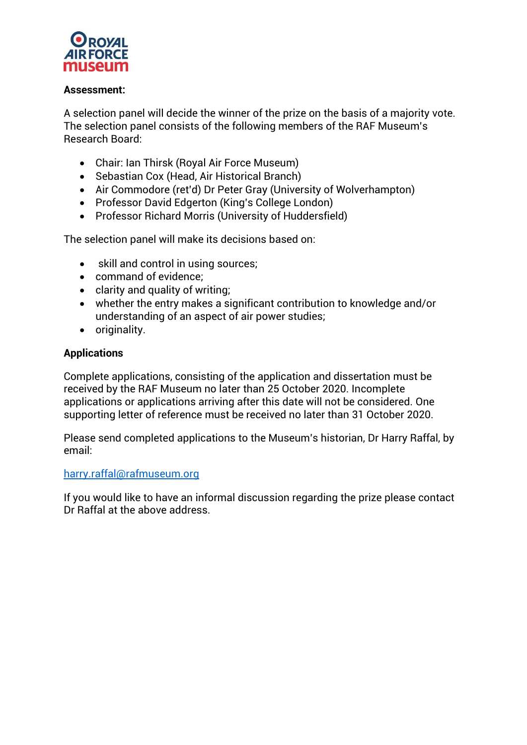**Assessment:**

A selection panel will decide the winner of the prize on the basis of a majority vote. The selection panel consists of the following members of the RAF Museum's Research Board:

- Chair: Ian Thirsk (Royal Air Force Museum)
- Sebastian Cox (Head, Air Historical Branch)
- Air Commodore (ret'd) Dr Peter Gray (University of Wolverhampton)
- Professor David Edgerton (King's College London)
- Professor Richard Morris (University of Huddersfield)

The selection panel will make its decisions based on:

- skill and control in using sources;
- command of evidence;
- clarity and quality of writing;
- whether the entry makes a significant contribution to knowledge and/or understanding of an aspect of air power studies;
- originality.

**Applications**

Complete applications, consisting of the application and dissertation must be received by the RAF Museum no later than 25 October 2020. Incomplete applications or applications arriving after this date will not be considered. One supporting letter of reference must be received no later than 31 October 2020.

Please send completed applications to the Museum's historian, Dr Harry Raffal, by email:

harry.raffal@rafmuseum.org

If you would like to have an informal discussion regarding the prize please contact Dr Raffal at the above address.